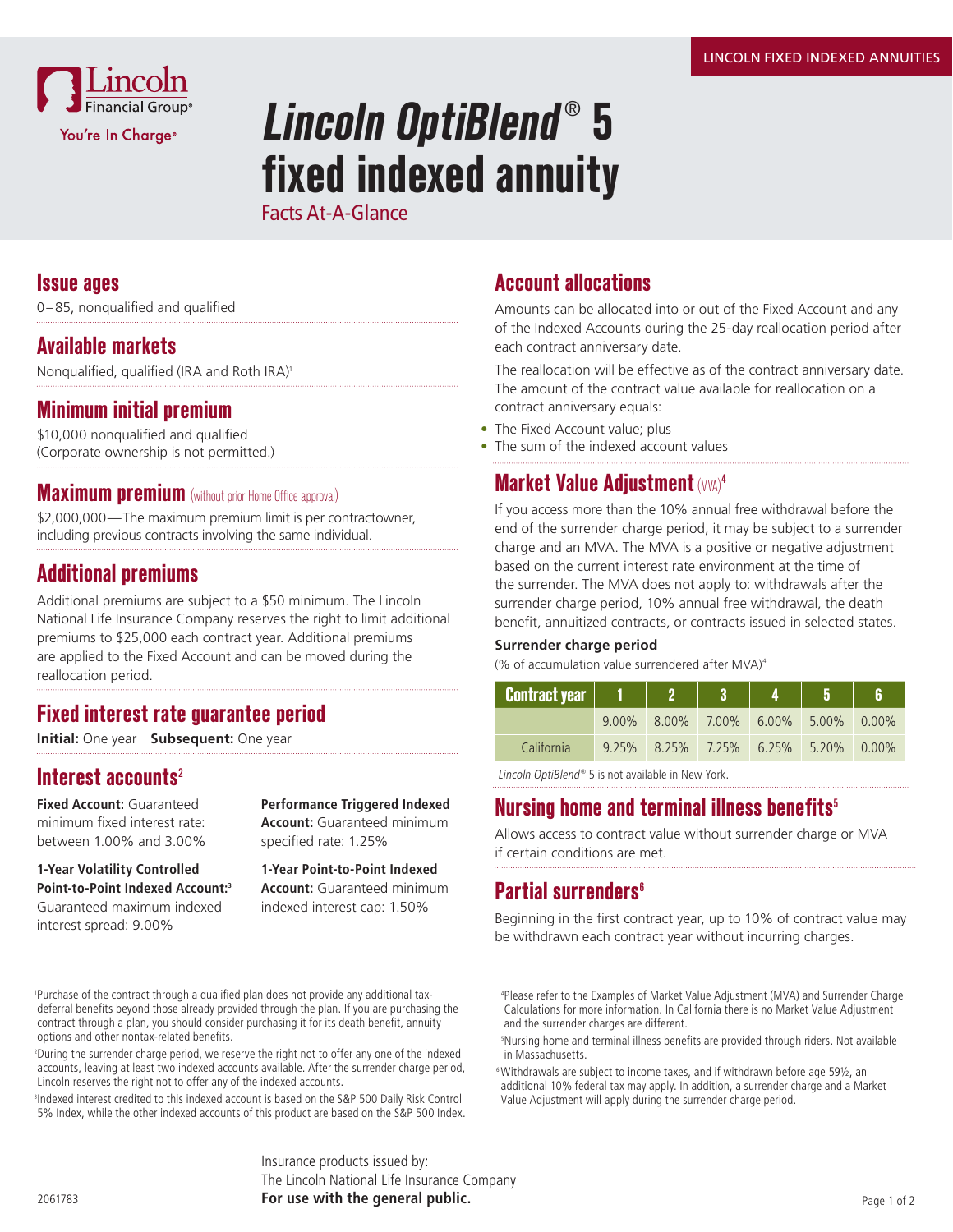LINCOLN FIXED INDEXED ANNUITIES

Lincoln Financial Group®

You're In Charge®

# *Lincoln OptiBlend*® 5 fixed indexed annuity

Facts At-A-Glance

## Issue ages

0–85, nonqualified and qualified

## Available markets

Nonqualified, qualified (IRA and Roth IRA)[1]

## Minimum initial premium

$10,000 nonqualified and qualified
(Corporate ownership is not permitted.)

## Maximum premium (without prior Home Office approval)

$2,000,000—The maximum premium limit is per contractowner, including previous contracts involving the same individual.

## Additional premiums

Additional premiums are subject to a $50 minimum. The Lincoln National Life Insurance Company reserves the right to limit additional premiums to $25,000 each contract year. Additional premiums are applied to the Fixed Account and can be moved during the reallocation period.

## Fixed interest rate guarantee period

**Initial:** One year **Subsequent:** One year

## Interest accounts[2]

**Fixed Account:** Guaranteed minimum fixed interest rate: between 1.00% and 3.00%

**1-Year Volatility Controlled Point-to-Point Indexed Account:**[3] Guaranteed maximum indexed interest spread: 9.00%

**Performance Triggered Indexed Account:** Guaranteed minimum specified rate: 1.25%

**1-Year Point-to-Point Indexed Account:** Guaranteed minimum indexed interest cap: 1.50%

## Account allocations

Amounts can be allocated into or out of the Fixed Account and any of the Indexed Accounts during the 25-day reallocation period after each contract anniversary date.

The reallocation will be effective as of the contract anniversary date. The amount of the contract value available for reallocation on a contract anniversary equals:

- The Fixed Account value; plus
- The sum of the indexed account values

## Market Value Adjustment (MVA)[4]

If you access more than the 10% annual free withdrawal before the end of the surrender charge period, it may be subject to a surrender charge and an MVA. The MVA is a positive or negative adjustment based on the current interest rate environment at the time of the surrender. The MVA does not apply to: withdrawals after the surrender charge period, 10% annual free withdrawal, the death benefit, annuitized contracts, or contracts issued in selected states.

**Surrender charge period**

(% of accumulation value surrendered after MVA)[4]

| Contract year | 1 | 2 | 3 | 4 | 5 | 6 |
|---|---|---|---|---|---|---|
| | 9.00% | 8.00% | 7.00% | 6.00% | 5.00% | 0.00% |
| California | 9.25% | 8.25% | 7.25% | 6.25% | 5.20% | 0.00% |

*Lincoln OptiBlend*® 5 is not available in New York.

## Nursing home and terminal illness benefits[5]

Allows access to contract value without surrender charge or MVA if certain conditions are met.

## Partial surrenders[6]

Beginning in the first contract year, up to 10% of contract value may be withdrawn each contract year without incurring charges.

[1]Purchase of the contract through a qualified plan does not provide any additional tax-deferral benefits beyond those already provided through the plan. If you are purchasing the contract through a plan, you should consider purchasing it for its death benefit, annuity options and other nontax-related benefits.

[2]During the surrender charge period, we reserve the right not to offer any one of the indexed accounts, leaving at least two indexed accounts available. After the surrender charge period, Lincoln reserves the right not to offer any of the indexed accounts.

[3]Indexed interest credited to this indexed account is based on the S&P 500 Daily Risk Control 5% Index, while the other indexed accounts of this product are based on the S&P 500 Index.

[4]Please refer to the Examples of Market Value Adjustment (MVA) and Surrender Charge Calculations for more information. In California there is no Market Value Adjustment and the surrender charges are different.

[5]Nursing home and terminal illness benefits are provided through riders. Not available in Massachusetts.

[6]Withdrawals are subject to income taxes, and if withdrawn before age 59½, an additional 10% federal tax may apply. In addition, a surrender charge and a Market Value Adjustment will apply during the surrender charge period.

Insurance products issued by:
The Lincoln National Life Insurance Company
**For use with the general public.**

2061783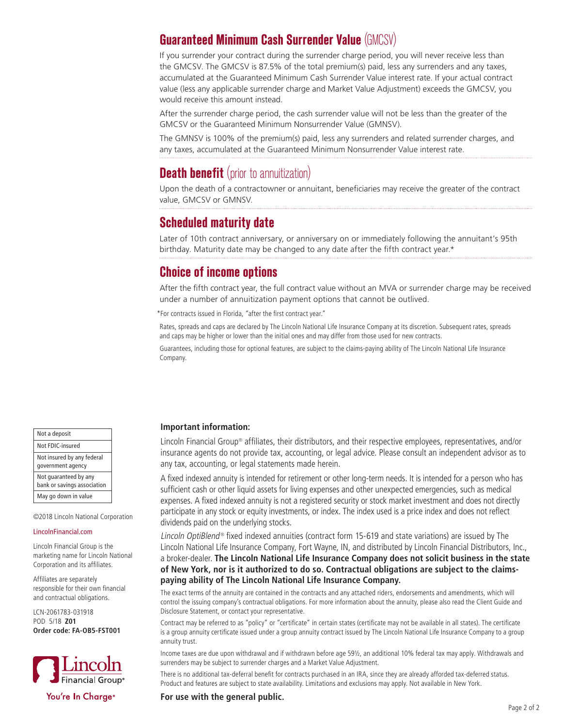## Guaranteed Minimum Cash Surrender Value (GMCSV)

If you surrender your contract during the surrender charge period, you will never receive less than the GMCSV. The GMCSV is 87.5% of the total premium(s) paid, less any surrenders and any taxes, accumulated at the Guaranteed Minimum Cash Surrender Value interest rate. If your actual contract value (less any applicable surrender charge and Market Value Adjustment) exceeds the GMCSV, you would receive this amount instead.

After the surrender charge period, the cash surrender value will not be less than the greater of the GMCSV or the Guaranteed Minimum Nonsurrender Value (GMNSV).

The GMNSV is 100% of the premium(s) paid, less any surrenders and related surrender charges, and any taxes, accumulated at the Guaranteed Minimum Nonsurrender Value interest rate.

## Death benefit (prior to annuitization)

Upon the death of a contractowner or annuitant, beneficiaries may receive the greater of the contract value, GMCSV or GMNSV.

## Scheduled maturity date

Later of 10th contract anniversary, or anniversary on or immediately following the annuitant's 95th birthday. Maturity date may be changed to any date after the fifth contract year.*

## Choice of income options

After the fifth contract year, the full contract value without an MVA or surrender charge may be received under a number of annuitization payment options that cannot be outlived.

*For contracts issued in Florida, "after the first contract year."

Rates, spreads and caps are declared by The Lincoln National Life Insurance Company at its discretion. Subsequent rates, spreads and caps may be higher or lower than the initial ones and may differ from those used for new contracts.

Guarantees, including those for optional features, are subject to the claims-paying ability of The Lincoln National Life Insurance Company.

| |
|---|
| Not a deposit |
| Not FDIC-insured |
| Not insured by any federal government agency |
| Not guaranteed by any bank or savings association |
| May go down in value |

©2018 Lincoln National Corporation

LincolnFinancial.com

Lincoln Financial Group is the marketing name for Lincoln National Corporation and its affiliates.

Affiliates are separately responsible for their own financial and contractual obligations.

LCN-2061783-031918
POD 5/18 **Z01**
**Order code: FA-OB5-FST001**

Lincoln Financial Group®

You're In Charge®

**Important information:**

Lincoln Financial Group® affiliates, their distributors, and their respective employees, representatives, and/or insurance agents do not provide tax, accounting, or legal advice. Please consult an independent advisor as to any tax, accounting, or legal statements made herein.

A fixed indexed annuity is intended for retirement or other long-term needs. It is intended for a person who has sufficient cash or other liquid assets for living expenses and other unexpected emergencies, such as medical expenses. A fixed indexed annuity is not a registered security or stock market investment and does not directly participate in any stock or equity investments, or index. The index used is a price index and does not reflect dividends paid on the underlying stocks.

*Lincoln OptiBlend®* fixed indexed annuities (contract form 15-619 and state variations) are issued by The Lincoln National Life Insurance Company, Fort Wayne, IN, and distributed by Lincoln Financial Distributors, Inc., a broker-dealer. **The Lincoln National Life Insurance Company does not solicit business in the state of New York, nor is it authorized to do so. Contractual obligations are subject to the claims-paying ability of The Lincoln National Life Insurance Company.**

The exact terms of the annuity are contained in the contracts and any attached riders, endorsements and amendments, which will control the issuing company's contractual obligations. For more information about the annuity, please also read the Client Guide and Disclosure Statement, or contact your representative.

Contract may be referred to as "policy" or "certificate" in certain states (certificate may not be available in all states). The certificate is a group annuity certificate issued under a group annuity contract issued by The Lincoln National Life Insurance Company to a group annuity trust.

Income taxes are due upon withdrawal and if withdrawn before age 59½, an additional 10% federal tax may apply. Withdrawals and surrenders may be subject to surrender charges and a Market Value Adjustment.

There is no additional tax-deferral benefit for contracts purchased in an IRA, since they are already afforded tax-deferred status. Product and features are subject to state availability. Limitations and exclusions may apply. Not available in New York.

**For use with the general public.**